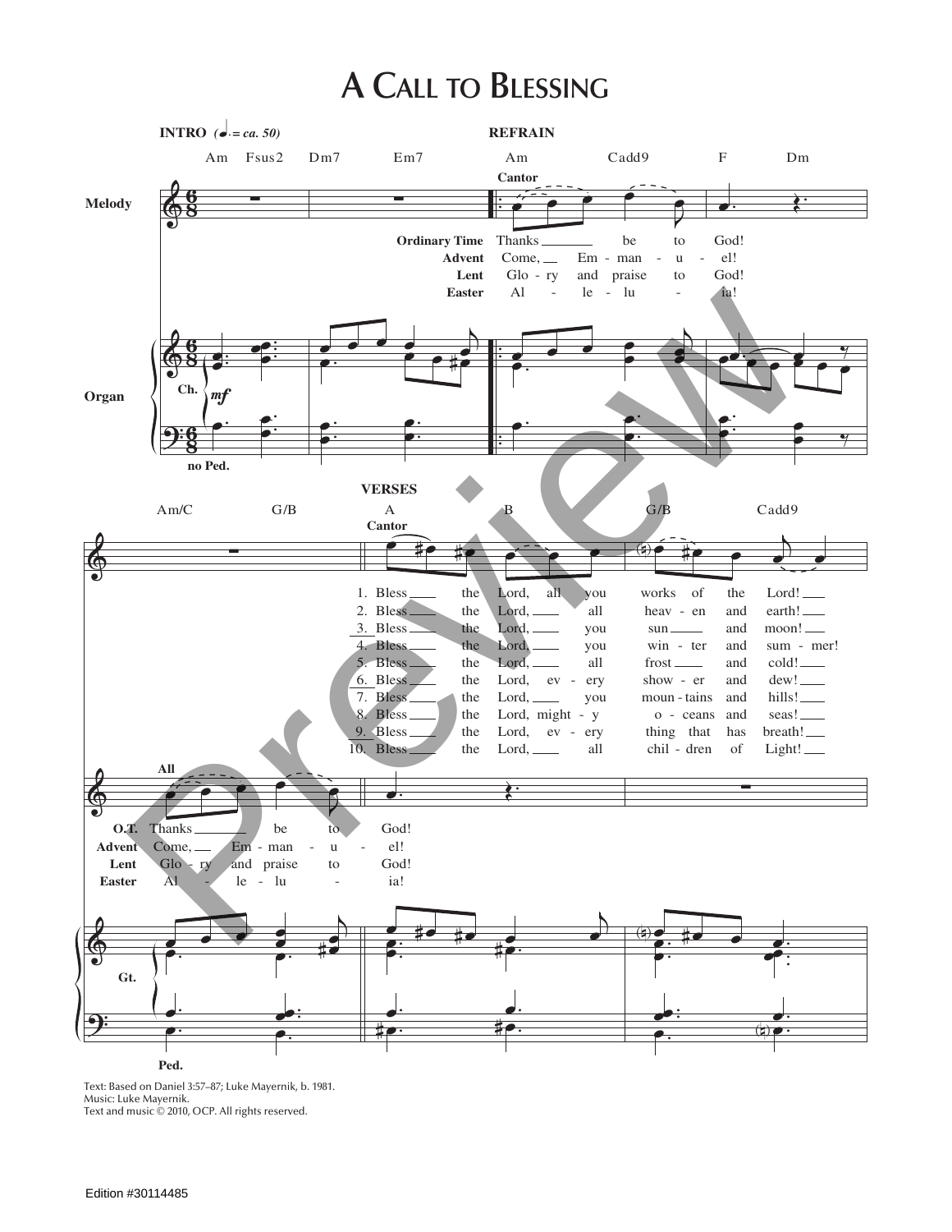# A Call to Blessing

INTRO (♩. = ca. 50)

Am Fsus2 Dm7 Em7

REFRAIN

Am Cadd9 F Dm

Cantor

Ordinary Time: Thanks be to God!
Advent: Come, Em-man-u-el!
Lent: Glo-ry and praise to God!
Easter: Al-le-lu-ia!

Melody

Organ

Ch. *mf*

no Ped.

Am/C G/B

VERSES

A B G/B Cadd9

Cantor

1. Bless the Lord, all you works of the Lord!
2. Bless the Lord, all heav-en and earth!
3. Bless the Lord, you sun and moon!
4. Bless the Lord, you win-ter and sum-mer!
5. Bless the Lord, all frost and cold!
6. Bless the Lord, ev-ery show-er and dew!
7. Bless the Lord, you moun-tains and hills!
8. Bless the Lord, might-y o-ceans and seas!
9. Bless the Lord, ev-ery thing that has breath!
10. Bless the Lord, all chil-dren of Light!

All

O.T.: Thanks be to God!
Advent: Come, Em-man-u-el!
Lent: Glo-ry and praise to God!
Easter: Al-le-lu-ia!

Gt.

Ped.

Text: Based on Daniel 3:57–87; Luke Mayernik, b. 1981.
Music: Luke Mayernik.
Text and music © 2010, OCP. All rights reserved.

Edition #30114485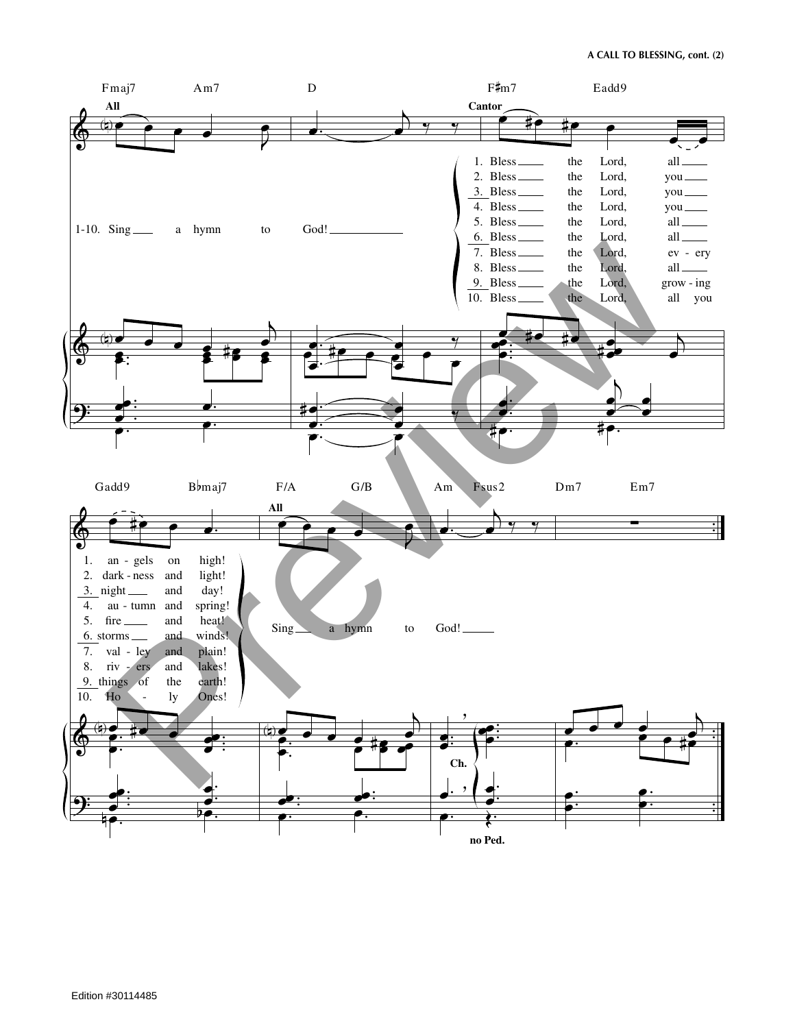Fmaj7 Am7 D F♯m7 Eadd9

**All**

1-10. Sing a hymn to God!

**Cantor**

1. Bless the Lord, all angels on high!
2. Bless the Lord, you darkness and light!
3. Bless the Lord, you night and day!
4. Bless the Lord, you autumn and spring!
5. Bless the Lord, all fire and heat!
6. Bless the Lord, all storms and winds!
7. Bless the Lord, every valley and plain!
8. Bless the Lord, all rivers and lakes!
9. Bless the Lord, growing things of the earth!
10. Bless the Lord, all you Holy Ones!

Gadd9 B♭maj7 F/A G/B Am Fsus2 Dm7 Em7

**All**

Sing a hymn to God!

Ch.

no Ped.

Edition #30114485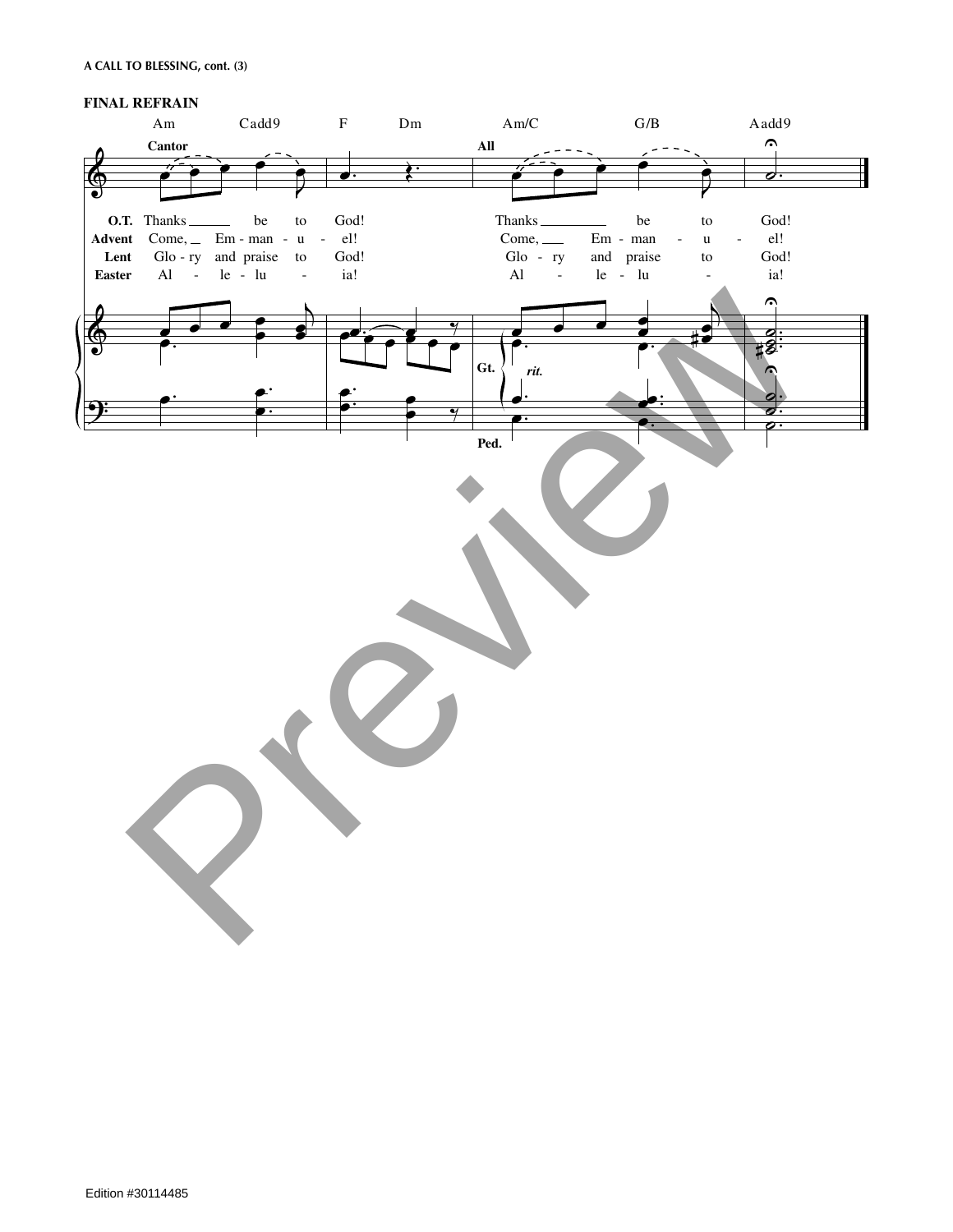**FINAL REFRAIN**

Am Cadd9 F Dm Am/C G/B Aadd9

Cantor / All

O.T. Thanks be to God! Thanks be to God!

Advent Come, Em - man - u - el! Come, Em - man - u - el!

Lent Glo - ry and praise to God! Glo - ry and praise to God!

Easter Al - le - lu - ia! Al - le - lu - ia!

Gt. *rit.*

Ped.

Edition #30114485